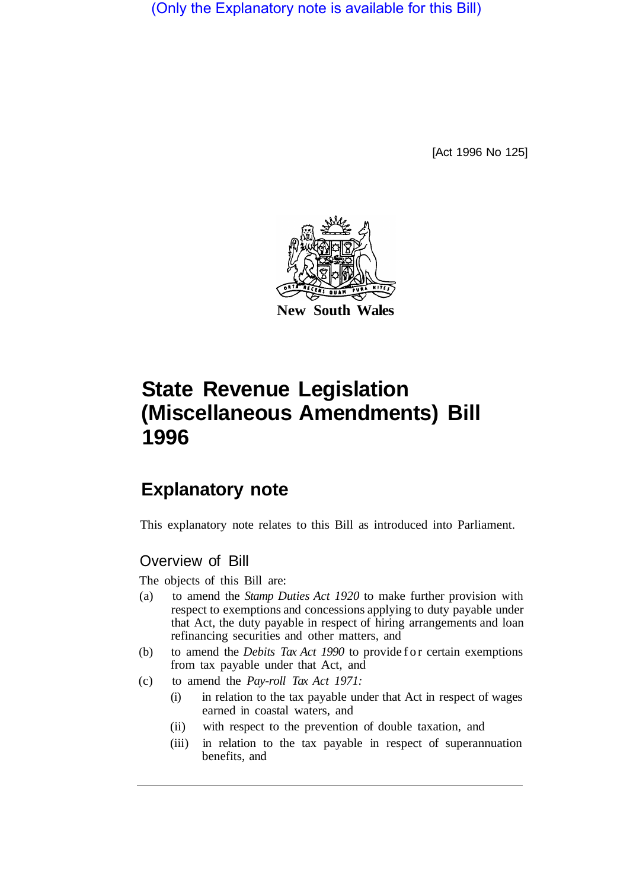(Only the Explanatory note is available for this Bill)

[Act 1996 No 125]

New South Wales

# State Revenue Legislation (Miscellaneous Amendments) Bill 1996

## Explanatory note

This explanatory note relates to this Bill as introduced into Parliament.

### Overview of Bill

The objects of this Bill are:

(a) to amend the *Stamp Duties Act 1920* to make further provision with respect to exemptions and concessions applying to duty payable under that Act, the duty payable in respect of hiring arrangements and loan refinancing securities and other matters, and

(b) to amend the *Debits Tax Act 1990* to provide for certain exemptions from tax payable under that Act, and

(c) to amend the *Pay-roll Tax Act 1971:*

(i) in relation to the tax payable under that Act in respect of wages earned in coastal waters, and

(ii) with respect to the prevention of double taxation, and

(iii) in relation to the tax payable in respect of superannuation benefits, and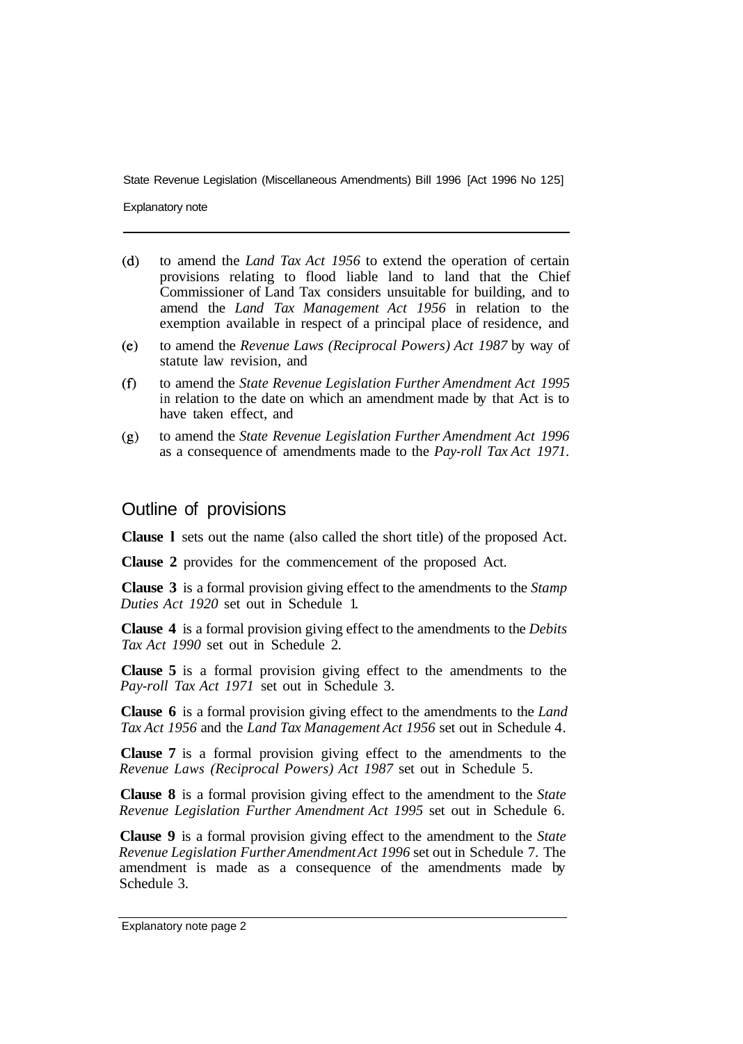(d) to amend the *Land Tax Act 1956* to extend the operation of certain provisions relating to flood liable land to land that the Chief Commissioner of Land Tax considers unsuitable for building, and to amend the *Land Tax Management Act 1956* in relation to the exemption available in respect of a principal place of residence, and

(e) to amend the *Revenue Laws (Reciprocal Powers) Act 1987* by way of statute law revision, and

(f) to amend the *State Revenue Legislation Further Amendment Act 1995* in relation to the date on which an amendment made by that Act is to have taken effect, and

(g) to amend the *State Revenue Legislation Further Amendment Act 1996* as a consequence of amendments made to the *Pay-roll Tax Act 1971*.

## Outline of provisions

**Clause 1** sets out the name (also called the short title) of the proposed Act.

**Clause 2** provides for the commencement of the proposed Act.

**Clause 3** is a formal provision giving effect to the amendments to the *Stamp Duties Act 1920* set out in Schedule 1.

**Clause 4** is a formal provision giving effect to the amendments to the *Debits Tax Act 1990* set out in Schedule 2.

**Clause 5** is a formal provision giving effect to the amendments to the *Pay-roll Tax Act 1971* set out in Schedule 3.

**Clause 6** is a formal provision giving effect to the amendments to the *Land Tax Act 1956* and the *Land Tax Management Act 1956* set out in Schedule 4.

**Clause 7** is a formal provision giving effect to the amendments to the *Revenue Laws (Reciprocal Powers) Act 1987* set out in Schedule 5.

**Clause 8** is a formal provision giving effect to the amendment to the *State Revenue Legislation Further Amendment Act 1995* set out in Schedule 6.

**Clause 9** is a formal provision giving effect to the amendment to the *State Revenue Legislation Further Amendment Act 1996* set out in Schedule 7. The amendment is made as a consequence of the amendments made by Schedule 3.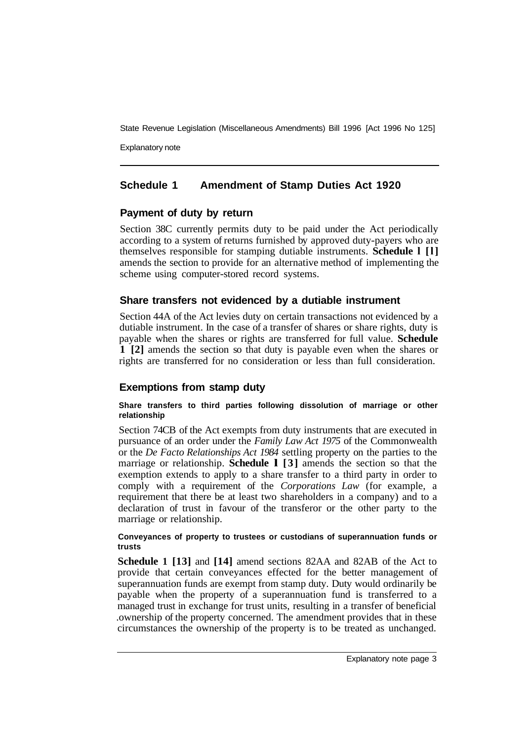## Schedule 1 Amendment of Stamp Duties Act 1920

### Payment of duty by return

Section 38C currently permits duty to be paid under the Act periodically according to a system of returns furnished by approved duty-payers who are themselves responsible for stamping dutiable instruments. **Schedule 1 [1]** amends the section to provide for an alternative method of implementing the scheme using computer-stored record systems.

### Share transfers not evidenced by a dutiable instrument

Section 44A of the Act levies duty on certain transactions not evidenced by a dutiable instrument. In the case of a transfer of shares or share rights, duty is payable when the shares or rights are transferred for full value. **Schedule 1 [2]** amends the section so that duty is payable even when the shares or rights are transferred for no consideration or less than full consideration.

### Exemptions from stamp duty

#### Share transfers to third parties following dissolution of marriage or other relationship

Section 74CB of the Act exempts from duty instruments that are executed in pursuance of an order under the *Family Law Act 1975* of the Commonwealth or the *De Facto Relationships Act 1984* settling property on the parties to the marriage or relationship. **Schedule 1 [3]** amends the section so that the exemption extends to apply to a share transfer to a third party in order to comply with a requirement of the *Corporations Law* (for example, a requirement that there be at least two shareholders in a company) and to a declaration of trust in favour of the transferor or the other party to the marriage or relationship.

#### Conveyances of property to trustees or custodians of superannuation funds or trusts

**Schedule 1 [13]** and **[14]** amend sections 82AA and 82AB of the Act to provide that certain conveyances effected for the better management of superannuation funds are exempt from stamp duty. Duty would ordinarily be payable when the property of a superannuation fund is transferred to a managed trust in exchange for trust units, resulting in a transfer of beneficial ownership of the property concerned. The amendment provides that in these circumstances the ownership of the property is to be treated as unchanged.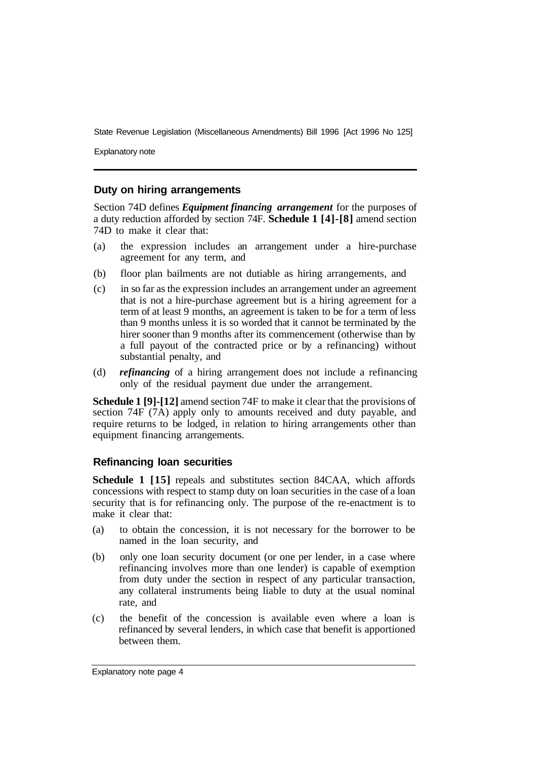## Duty on hiring arrangements

Section 74D defines ***Equipment financing arrangement*** for the purposes of a duty reduction afforded by section 74F. **Schedule 1 [4]-[8]** amend section 74D to make it clear that:

(a) the expression includes an arrangement under a hire-purchase agreement for any term, and

(b) floor plan bailments are not dutiable as hiring arrangements, and

(c) in so far as the expression includes an arrangement under an agreement that is not a hire-purchase agreement but is a hiring agreement for a term of at least 9 months, an agreement is taken to be for a term of less than 9 months unless it is so worded that it cannot be terminated by the hirer sooner than 9 months after its commencement (otherwise than by a full payout of the contracted price or by a refinancing) without substantial penalty, and

(d) ***refinancing*** of a hiring arrangement does not include a refinancing only of the residual payment due under the arrangement.

**Schedule 1 [9]-[12]** amend section 74F to make it clear that the provisions of section 74F (7A) apply only to amounts received and duty payable, and require returns to be lodged, in relation to hiring arrangements other than equipment financing arrangements.

## Refinancing loan securities

**Schedule 1 [15]** repeals and substitutes section 84CAA, which affords concessions with respect to stamp duty on loan securities in the case of a loan security that is for refinancing only. The purpose of the re-enactment is to make it clear that:

(a) to obtain the concession, it is not necessary for the borrower to be named in the loan security, and

(b) only one loan security document (or one per lender, in a case where refinancing involves more than one lender) is capable of exemption from duty under the section in respect of any particular transaction, any collateral instruments being liable to duty at the usual nominal rate, and

(c) the benefit of the concession is available even where a loan is refinanced by several lenders, in which case that benefit is apportioned between them.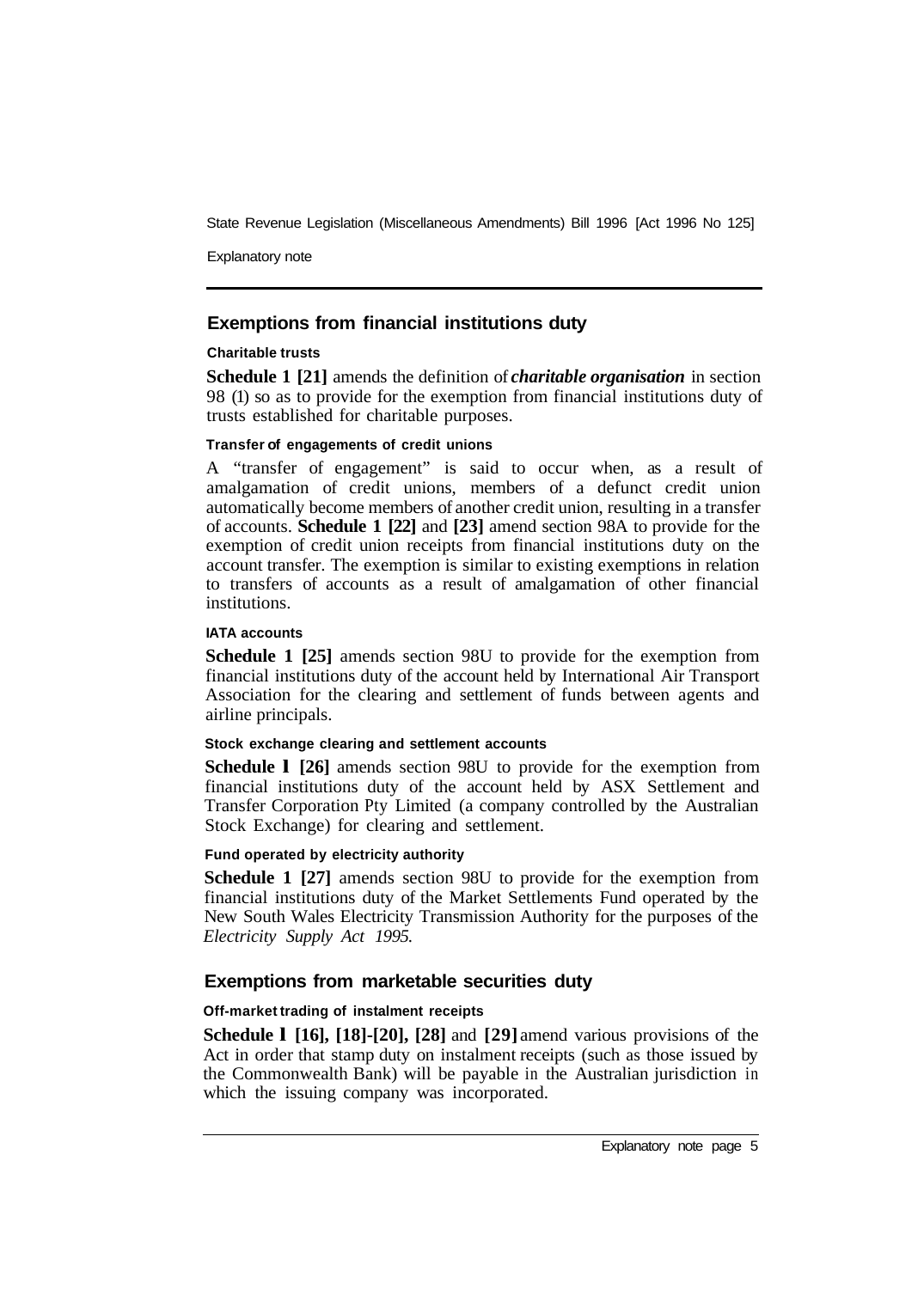## Exemptions from financial institutions duty

### Charitable trusts

**Schedule 1 [21]** amends the definition of ***charitable organisation*** in section 98 (1) so as to provide for the exemption from financial institutions duty of trusts established for charitable purposes.

### Transfer of engagements of credit unions

A "transfer of engagement" is said to occur when, as a result of amalgamation of credit unions, members of a defunct credit union automatically become members of another credit union, resulting in a transfer of accounts. **Schedule 1 [22]** and **[23]** amend section 98A to provide for the exemption of credit union receipts from financial institutions duty on the account transfer. The exemption is similar to existing exemptions in relation to transfers of accounts as a result of amalgamation of other financial institutions.

### IATA accounts

**Schedule 1 [25]** amends section 98U to provide for the exemption from financial institutions duty of the account held by International Air Transport Association for the clearing and settlement of funds between agents and airline principals.

### Stock exchange clearing and settlement accounts

**Schedule 1 [26]** amends section 98U to provide for the exemption from financial institutions duty of the account held by ASX Settlement and Transfer Corporation Pty Limited (a company controlled by the Australian Stock Exchange) for clearing and settlement.

### Fund operated by electricity authority

**Schedule 1 [27]** amends section 98U to provide for the exemption from financial institutions duty of the Market Settlements Fund operated by the New South Wales Electricity Transmission Authority for the purposes of the *Electricity Supply Act 1995.*

## Exemptions from marketable securities duty

### Off-market trading of instalment receipts

**Schedule 1 [16], [18]-[20], [28]** and **[29]** amend various provisions of the Act in order that stamp duty on instalment receipts (such as those issued by the Commonwealth Bank) will be payable in the Australian jurisdiction in which the issuing company was incorporated.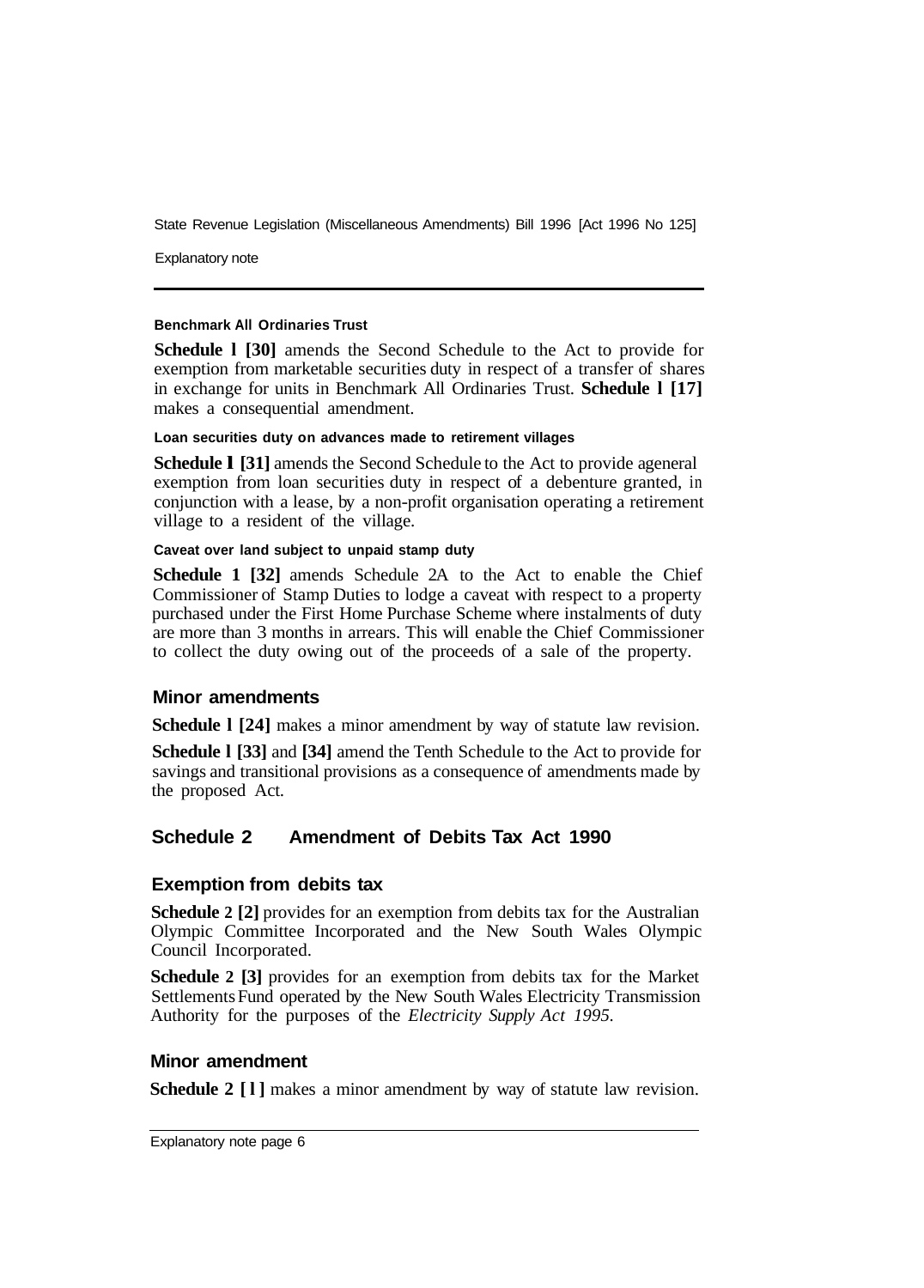#### Benchmark All Ordinaries Trust

**Schedule 1 [30]** amends the Second Schedule to the Act to provide for exemption from marketable securities duty in respect of a transfer of shares in exchange for units in Benchmark All Ordinaries Trust. **Schedule 1 [17]** makes a consequential amendment.

#### Loan securities duty on advances made to retirement villages

**Schedule 1 [31]** amends the Second Schedule to the Act to provide ageneral exemption from loan securities duty in respect of a debenture granted, in conjunction with a lease, by a non-profit organisation operating a retirement village to a resident of the village.

#### Caveat over land subject to unpaid stamp duty

**Schedule 1 [32]** amends Schedule 2A to the Act to enable the Chief Commissioner of Stamp Duties to lodge a caveat with respect to a property purchased under the First Home Purchase Scheme where instalments of duty are more than 3 months in arrears. This will enable the Chief Commissioner to collect the duty owing out of the proceeds of a sale of the property.

### Minor amendments

**Schedule 1 [24]** makes a minor amendment by way of statute law revision.

**Schedule 1 [33]** and **[34]** amend the Tenth Schedule to the Act to provide for savings and transitional provisions as a consequence of amendments made by the proposed Act.

## Schedule 2 Amendment of Debits Tax Act 1990

### Exemption from debits tax

**Schedule 2 [2]** provides for an exemption from debits tax for the Australian Olympic Committee Incorporated and the New South Wales Olympic Council Incorporated.

**Schedule 2 [3]** provides for an exemption from debits tax for the Market Settlements Fund operated by the New South Wales Electricity Transmission Authority for the purposes of the *Electricity Supply Act 1995*.

### Minor amendment

**Schedule 2 [1]** makes a minor amendment by way of statute law revision.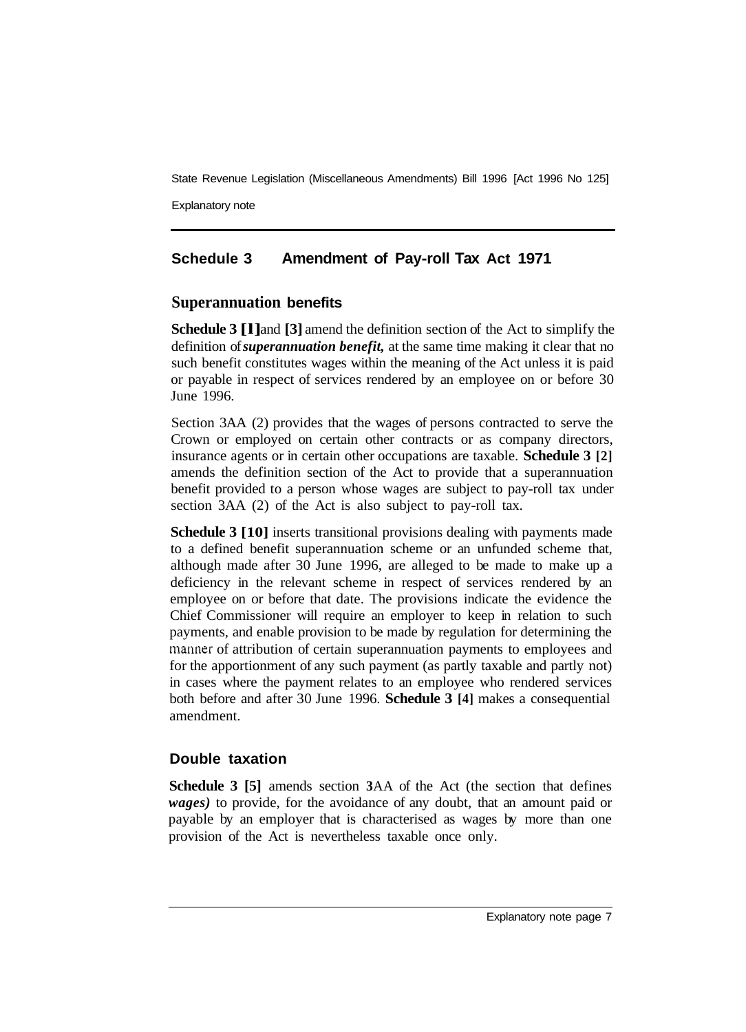## Schedule 3 Amendment of Pay-roll Tax Act 1971

### Superannuation benefits

**Schedule 3 [1]** and **[3]** amend the definition section of the Act to simplify the definition of ***superannuation benefit,*** at the same time making it clear that no such benefit constitutes wages within the meaning of the Act unless it is paid or payable in respect of services rendered by an employee on or before 30 June 1996.

Section 3AA (2) provides that the wages of persons contracted to serve the Crown or employed on certain other contracts or as company directors, insurance agents or in certain other occupations are taxable. **Schedule 3 [2]** amends the definition section of the Act to provide that a superannuation benefit provided to a person whose wages are subject to pay-roll tax under section 3AA (2) of the Act is also subject to pay-roll tax.

**Schedule 3 [10]** inserts transitional provisions dealing with payments made to a defined benefit superannuation scheme or an unfunded scheme that, although made after 30 June 1996, are alleged to be made to make up a deficiency in the relevant scheme in respect of services rendered by an employee on or before that date. The provisions indicate the evidence the Chief Commissioner will require an employer to keep in relation to such payments, and enable provision to be made by regulation for determining the manner of attribution of certain superannuation payments to employees and for the apportionment of any such payment (as partly taxable and partly not) in cases where the payment relates to an employee who rendered services both before and after 30 June 1996. **Schedule 3 [4]** makes a consequential amendment.

### Double taxation

**Schedule 3 [5]** amends section 3AA of the Act (the section that defines ***wages)*** to provide, for the avoidance of any doubt, that an amount paid or payable by an employer that is characterised as wages by more than one provision of the Act is nevertheless taxable once only.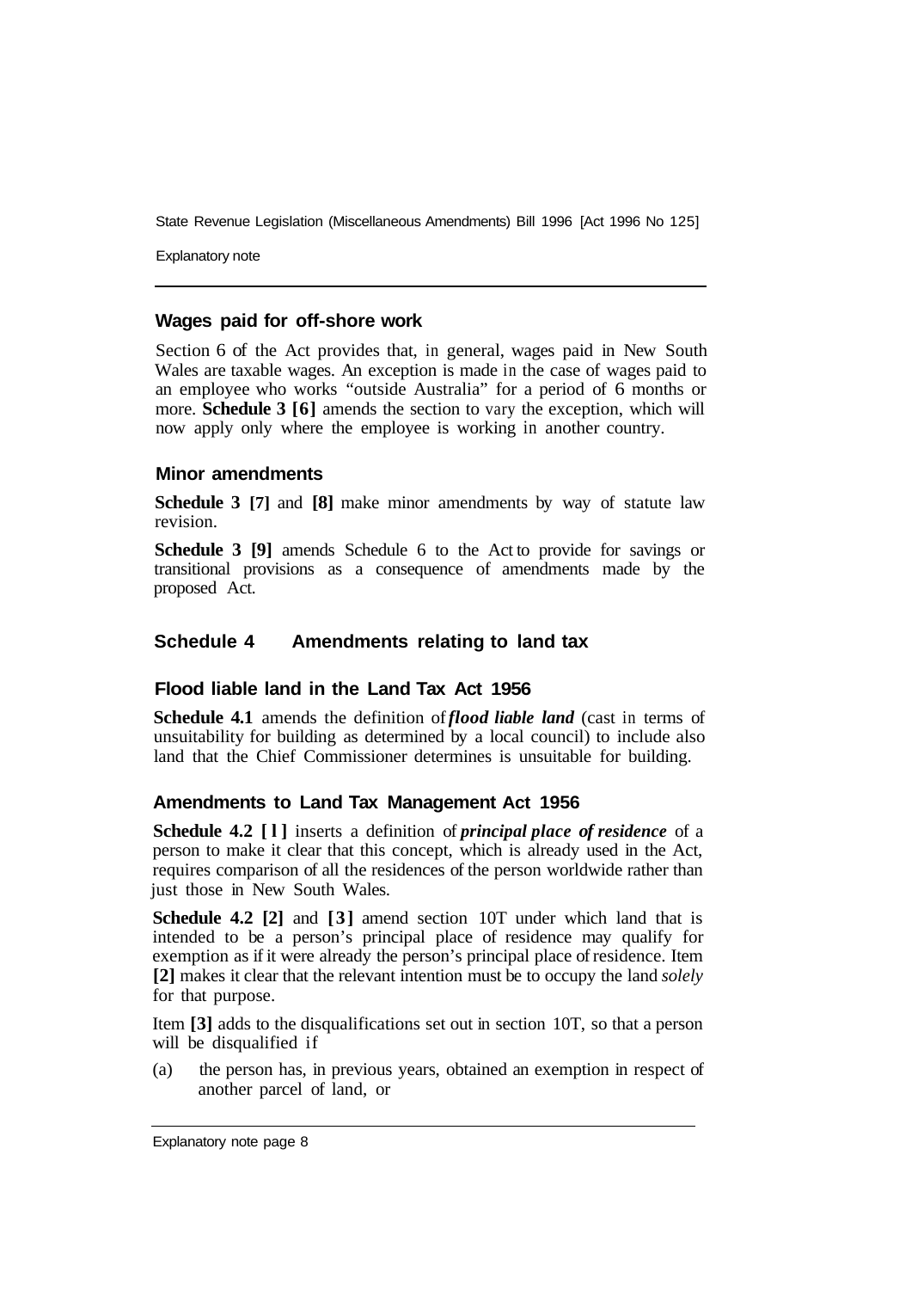### Wages paid for off-shore work

Section 6 of the Act provides that, in general, wages paid in New South Wales are taxable wages. An exception is made in the case of wages paid to an employee who works "outside Australia" for a period of 6 months or more. **Schedule 3 [6]** amends the section to vary the exception, which will now apply only where the employee is working in another country.

### Minor amendments

**Schedule 3 [7]** and **[8]** make minor amendments by way of statute law revision.

**Schedule 3 [9]** amends Schedule 6 to the Act to provide for savings or transitional provisions as a consequence of amendments made by the proposed Act.

## Schedule 4 Amendments relating to land tax

### Flood liable land in the Land Tax Act 1956

**Schedule 4.1** amends the definition of ***flood liable land*** (cast in terms of unsuitability for building as determined by a local council) to include also land that the Chief Commissioner determines is unsuitable for building.

### Amendments to Land Tax Management Act 1956

**Schedule 4.2 [1]** inserts a definition of ***principal place of residence*** of a person to make it clear that this concept, which is already used in the Act, requires comparison of all the residences of the person worldwide rather than just those in New South Wales.

**Schedule 4.2 [2]** and **[3]** amend section 10T under which land that is intended to be a person's principal place of residence may qualify for exemption as if it were already the person's principal place of residence. Item **[2]** makes it clear that the relevant intention must be to occupy the land *solely* for that purpose.

Item **[3]** adds to the disqualifications set out in section 10T, so that a person will be disqualified if

(a) the person has, in previous years, obtained an exemption in respect of another parcel of land, or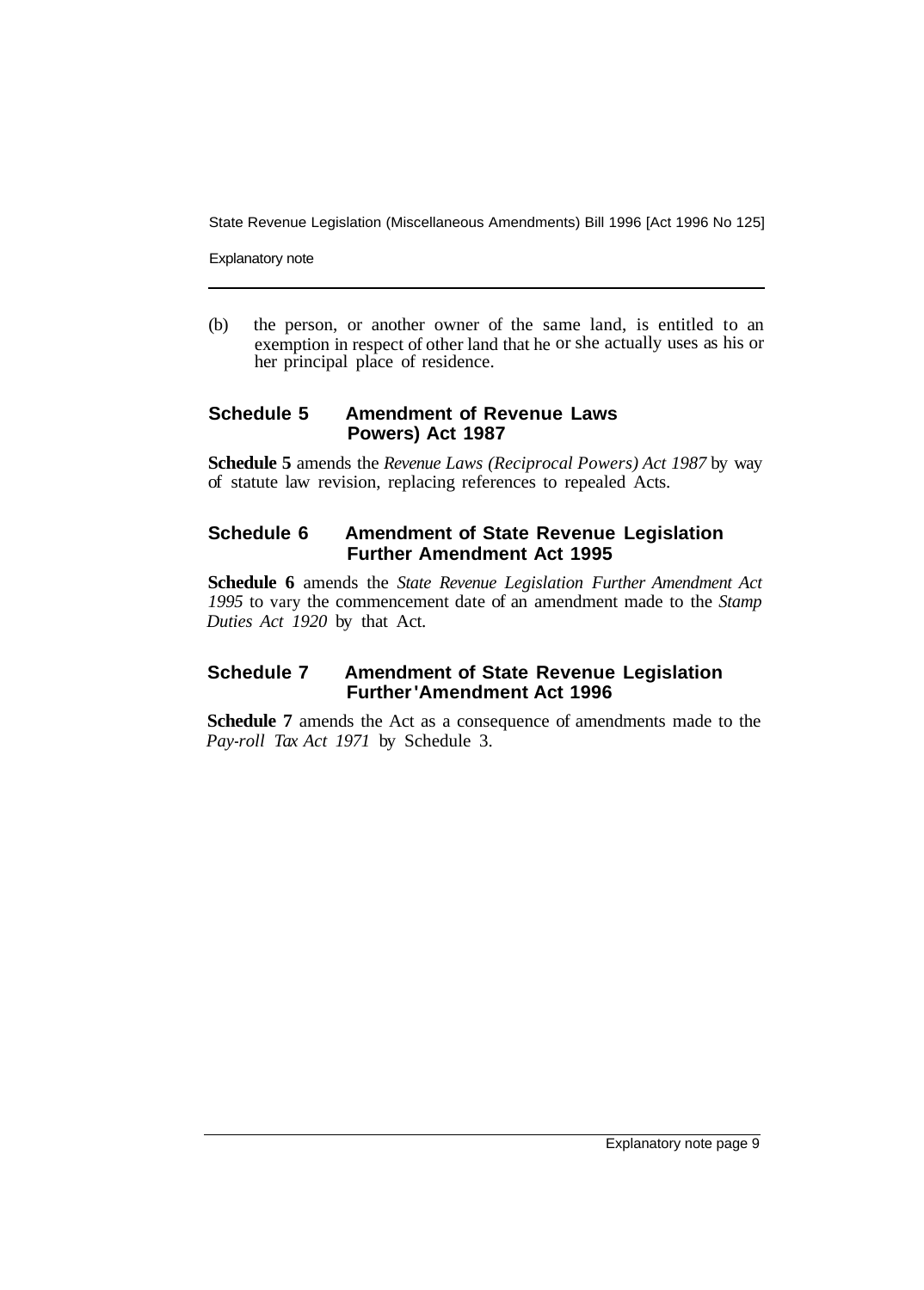(b) the person, or another owner of the same land, is entitled to an exemption in respect of other land that he or she actually uses as his or her principal place of residence.

## Schedule 5 Amendment of Revenue Laws Powers) Act 1987

**Schedule 5** amends the *Revenue Laws (Reciprocal Powers) Act 1987* by way of statute law revision, replacing references to repealed Acts.

## Schedule 6 Amendment of State Revenue Legislation Further Amendment Act 1995

**Schedule 6** amends the *State Revenue Legislation Further Amendment Act 1995* to vary the commencement date of an amendment made to the *Stamp Duties Act 1920* by that Act.

## Schedule 7 Amendment of State Revenue Legislation Further'Amendment Act 1996

**Schedule 7** amends the Act as a consequence of amendments made to the *Pay-roll Tax Act 1971* by Schedule 3.